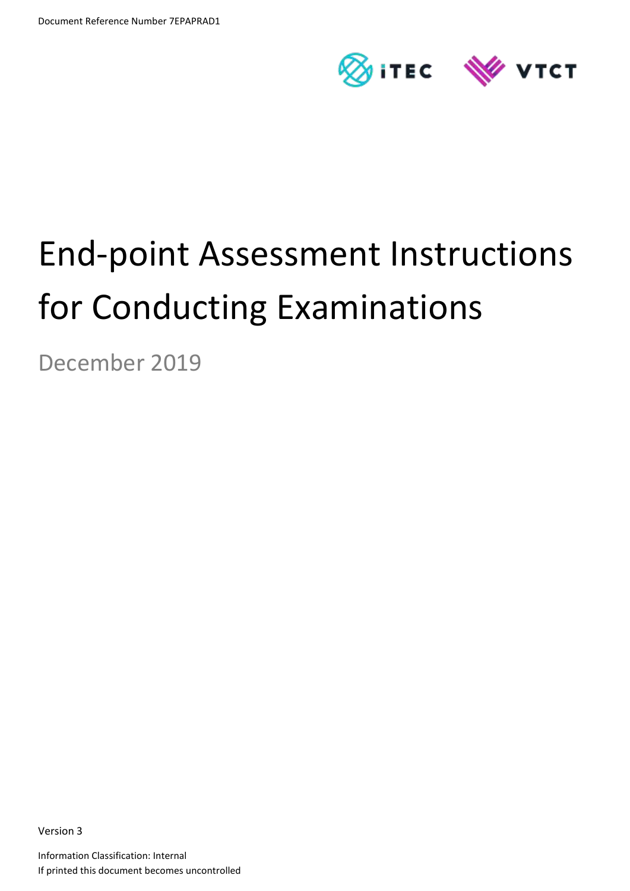Document Reference Number 7EPAPRAD1

# End-point Assessment Instructions for Conducting Examinations

December 2019

Version 3

Information Classification: Internal

If printed this document becomes uncontrolled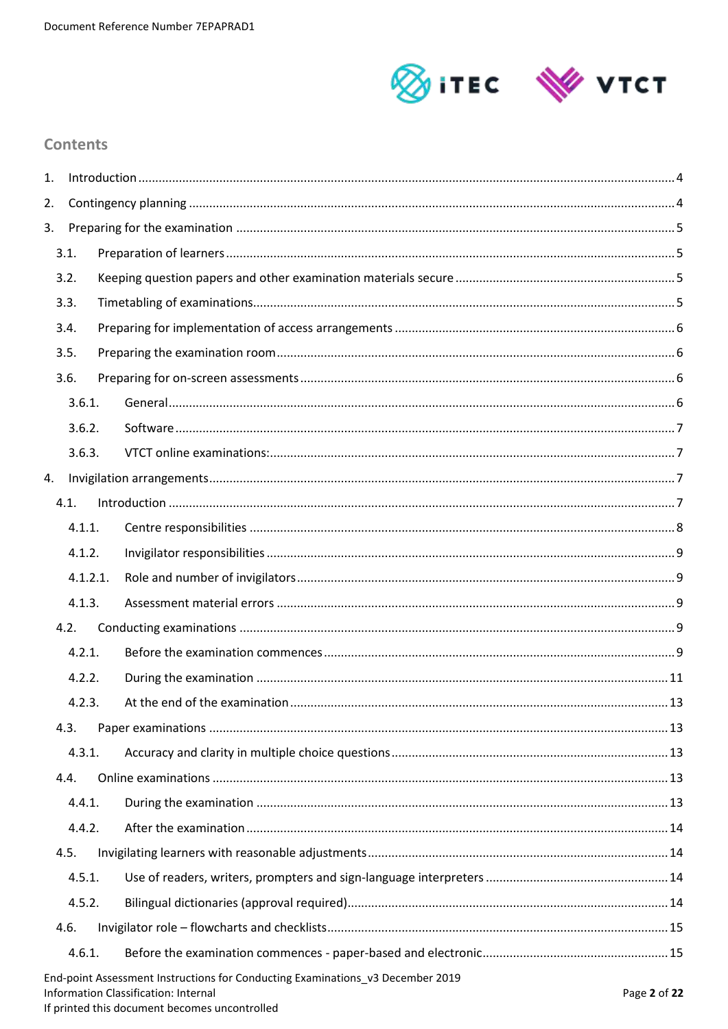## Contents

1. Introduction ... 4
2. Contingency planning ... 4
3. Preparing for the examination ... 5
   - 3.1. Preparation of learners ... 5
   - 3.2. Keeping question papers and other examination materials secure ... 5
   - 3.3. Timetabling of examinations ... 5
   - 3.4. Preparing for implementation of access arrangements ... 6
   - 3.5. Preparing the examination room ... 6
   - 3.6. Preparing for on-screen assessments ... 6
     - 3.6.1. General ... 6
     - 3.6.2. Software ... 7
     - 3.6.3. VTCT online examinations: ... 7
4. Invigilation arrangements ... 7
   - 4.1. Introduction ... 7
     - 4.1.1. Centre responsibilities ... 8
     - 4.1.2. Invigilator responsibilities ... 9
     - 4.1.2.1. Role and number of invigilators ... 9
     - 4.1.3. Assessment material errors ... 9
   - 4.2. Conducting examinations ... 9
     - 4.2.1. Before the examination commences ... 9
     - 4.2.2. During the examination ... 11
     - 4.2.3. At the end of the examination ... 13
   - 4.3. Paper examinations ... 13
     - 4.3.1. Accuracy and clarity in multiple choice questions ... 13
   - 4.4. Online examinations ... 13
     - 4.4.1. During the examination ... 13
     - 4.4.2. After the examination ... 14
   - 4.5. Invigilating learners with reasonable adjustments ... 14
     - 4.5.1. Use of readers, writers, prompters and sign-language interpreters ... 14
     - 4.5.2. Bilingual dictionaries (approval required) ... 14
   - 4.6. Invigilator role – flowcharts and checklists ... 15
     - 4.6.1. Before the examination commences - paper-based and electronic ... 15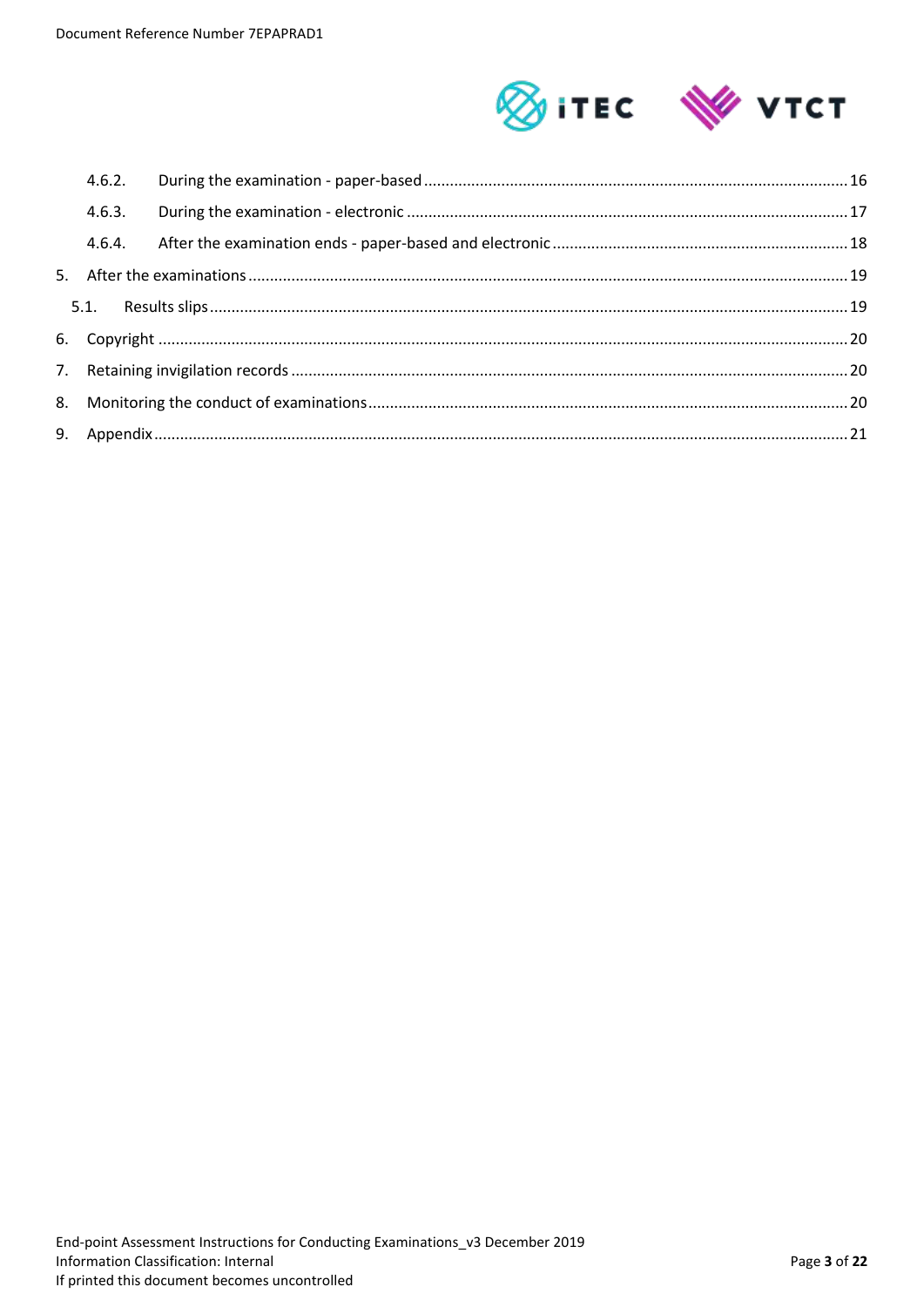- 4.6.2. During the examination - paper-based ..... 16
- 4.6.3. During the examination - electronic ..... 17
- 4.6.4. After the examination ends - paper-based and electronic ..... 18

5. After the examinations ..... 19
   - 5.1. Results slips ..... 19
6. Copyright ..... 20
7. Retaining invigilation records ..... 20
8. Monitoring the conduct of examinations ..... 20
9. Appendix ..... 21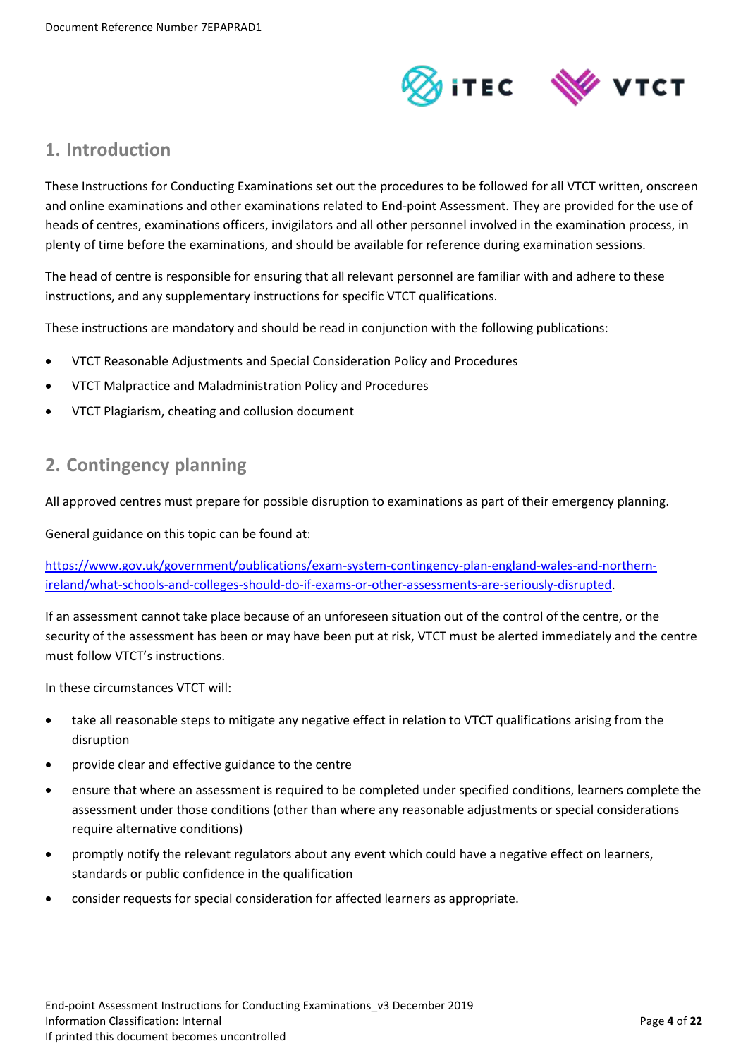## 1. Introduction

These Instructions for Conducting Examinations set out the procedures to be followed for all VTCT written, onscreen and online examinations and other examinations related to End-point Assessment. They are provided for the use of heads of centres, examinations officers, invigilators and all other personnel involved in the examination process, in plenty of time before the examinations, and should be available for reference during examination sessions.

The head of centre is responsible for ensuring that all relevant personnel are familiar with and adhere to these instructions, and any supplementary instructions for specific VTCT qualifications.

These instructions are mandatory and should be read in conjunction with the following publications:

- VTCT Reasonable Adjustments and Special Consideration Policy and Procedures
- VTCT Malpractice and Maladministration Policy and Procedures
- VTCT Plagiarism, cheating and collusion document

## 2. Contingency planning

All approved centres must prepare for possible disruption to examinations as part of their emergency planning.

General guidance on this topic can be found at:

https://www.gov.uk/government/publications/exam-system-contingency-plan-england-wales-and-northern-ireland/what-schools-and-colleges-should-do-if-exams-or-other-assessments-are-seriously-disrupted.

If an assessment cannot take place because of an unforeseen situation out of the control of the centre, or the security of the assessment has been or may have been put at risk, VTCT must be alerted immediately and the centre must follow VTCT's instructions.

In these circumstances VTCT will:

- take all reasonable steps to mitigate any negative effect in relation to VTCT qualifications arising from the disruption
- provide clear and effective guidance to the centre
- ensure that where an assessment is required to be completed under specified conditions, learners complete the assessment under those conditions (other than where any reasonable adjustments or special considerations require alternative conditions)
- promptly notify the relevant regulators about any event which could have a negative effect on learners, standards or public confidence in the qualification
- consider requests for special consideration for affected learners as appropriate.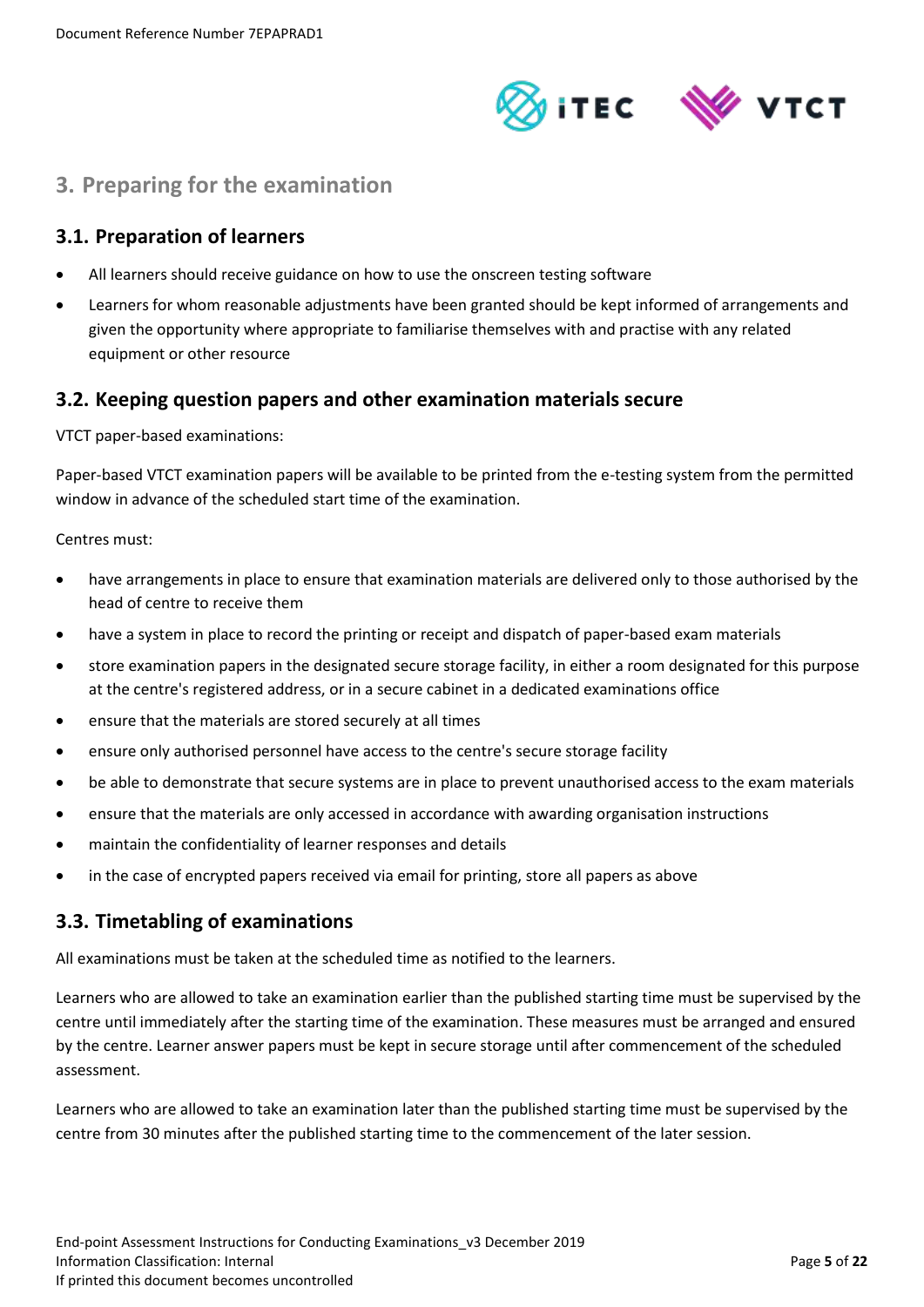## 3. Preparing for the examination

### 3.1. Preparation of learners

- All learners should receive guidance on how to use the onscreen testing software
- Learners for whom reasonable adjustments have been granted should be kept informed of arrangements and given the opportunity where appropriate to familiarise themselves with and practise with any related equipment or other resource

### 3.2. Keeping question papers and other examination materials secure

VTCT paper-based examinations:

Paper-based VTCT examination papers will be available to be printed from the e-testing system from the permitted window in advance of the scheduled start time of the examination.

Centres must:

- have arrangements in place to ensure that examination materials are delivered only to those authorised by the head of centre to receive them
- have a system in place to record the printing or receipt and dispatch of paper-based exam materials
- store examination papers in the designated secure storage facility, in either a room designated for this purpose at the centre's registered address, or in a secure cabinet in a dedicated examinations office
- ensure that the materials are stored securely at all times
- ensure only authorised personnel have access to the centre's secure storage facility
- be able to demonstrate that secure systems are in place to prevent unauthorised access to the exam materials
- ensure that the materials are only accessed in accordance with awarding organisation instructions
- maintain the confidentiality of learner responses and details
- in the case of encrypted papers received via email for printing, store all papers as above

### 3.3. Timetabling of examinations

All examinations must be taken at the scheduled time as notified to the learners.

Learners who are allowed to take an examination earlier than the published starting time must be supervised by the centre until immediately after the starting time of the examination. These measures must be arranged and ensured by the centre. Learner answer papers must be kept in secure storage until after commencement of the scheduled assessment.

Learners who are allowed to take an examination later than the published starting time must be supervised by the centre from 30 minutes after the published starting time to the commencement of the later session.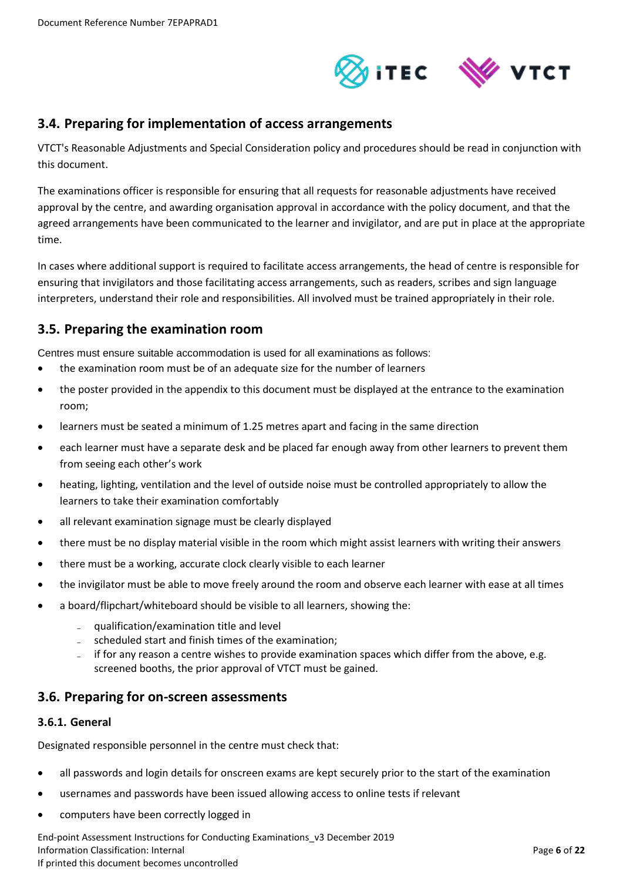## 3.4. Preparing for implementation of access arrangements

VTCT's Reasonable Adjustments and Special Consideration policy and procedures should be read in conjunction with this document.

The examinations officer is responsible for ensuring that all requests for reasonable adjustments have received approval by the centre, and awarding organisation approval in accordance with the policy document, and that the agreed arrangements have been communicated to the learner and invigilator, and are put in place at the appropriate time.

In cases where additional support is required to facilitate access arrangements, the head of centre is responsible for ensuring that invigilators and those facilitating access arrangements, such as readers, scribes and sign language interpreters, understand their role and responsibilities. All involved must be trained appropriately in their role.

## 3.5. Preparing the examination room

Centres must ensure suitable accommodation is used for all examinations as follows:

- the examination room must be of an adequate size for the number of learners
- the poster provided in the appendix to this document must be displayed at the entrance to the examination room;
- learners must be seated a minimum of 1.25 metres apart and facing in the same direction
- each learner must have a separate desk and be placed far enough away from other learners to prevent them from seeing each other's work
- heating, lighting, ventilation and the level of outside noise must be controlled appropriately to allow the learners to take their examination comfortably
- all relevant examination signage must be clearly displayed
- there must be no display material visible in the room which might assist learners with writing their answers
- there must be a working, accurate clock clearly visible to each learner
- the invigilator must be able to move freely around the room and observe each learner with ease at all times
- a board/flipchart/whiteboard should be visible to all learners, showing the:
    - qualification/examination title and level
    - scheduled start and finish times of the examination;
    - if for any reason a centre wishes to provide examination spaces which differ from the above, e.g. screened booths, the prior approval of VTCT must be gained.

## 3.6. Preparing for on-screen assessments

### 3.6.1. General

Designated responsible personnel in the centre must check that:

- all passwords and login details for onscreen exams are kept securely prior to the start of the examination
- usernames and passwords have been issued allowing access to online tests if relevant
- computers have been correctly logged in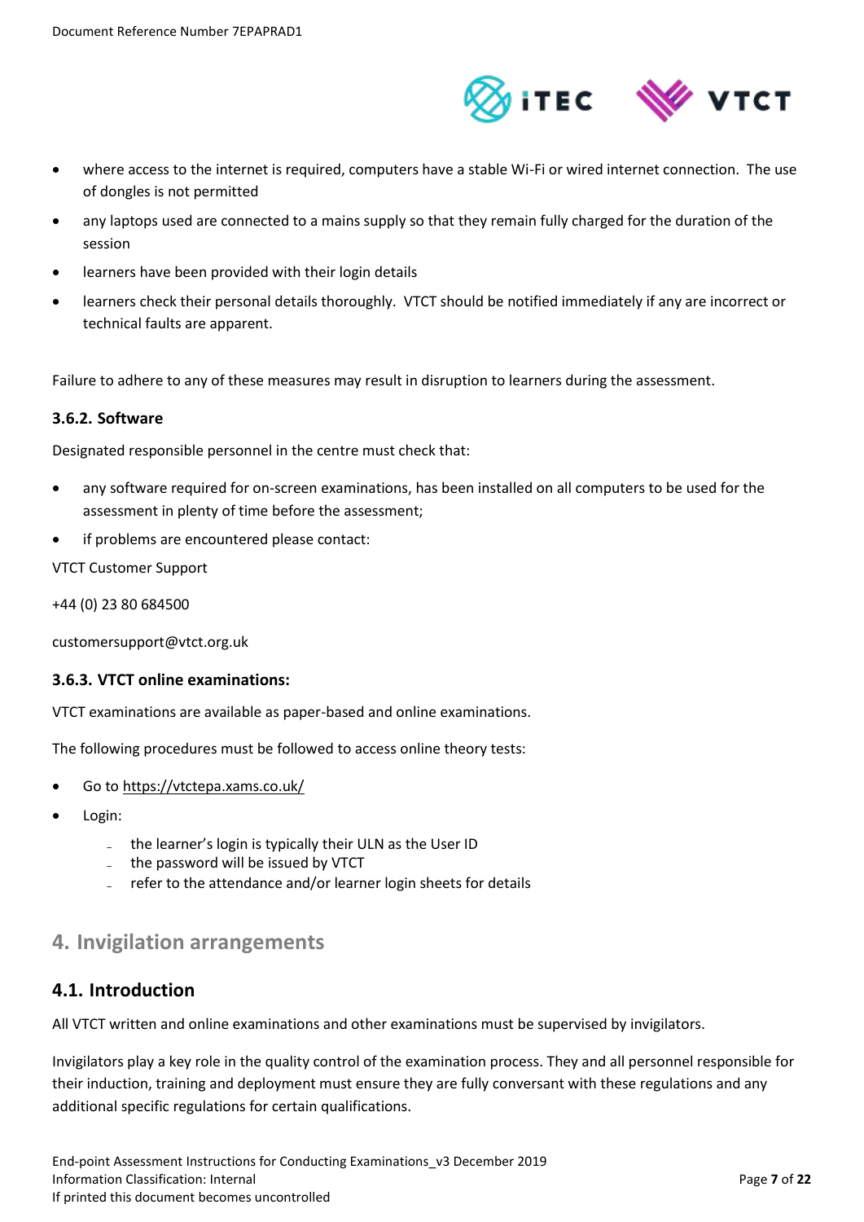- where access to the internet is required, computers have a stable Wi-Fi or wired internet connection. The use of dongles is not permitted
- any laptops used are connected to a mains supply so that they remain fully charged for the duration of the session
- learners have been provided with their login details
- learners check their personal details thoroughly. VTCT should be notified immediately if any are incorrect or technical faults are apparent.

Failure to adhere to any of these measures may result in disruption to learners during the assessment.

### 3.6.2. Software

Designated responsible personnel in the centre must check that:

- any software required for on-screen examinations, has been installed on all computers to be used for the assessment in plenty of time before the assessment;
- if problems are encountered please contact:

VTCT Customer Support

+44 (0) 23 80 684500

customersupport@vtct.org.uk

### 3.6.3. VTCT online examinations:

VTCT examinations are available as paper-based and online examinations.

The following procedures must be followed to access online theory tests:

- Go to https://vtctepa.xams.co.uk/
- Login:
  - the learner's login is typically their ULN as the User ID
  - the password will be issued by VTCT
  - refer to the attendance and/or learner login sheets for details

# 4. Invigilation arrangements

## 4.1. Introduction

All VTCT written and online examinations and other examinations must be supervised by invigilators.

Invigilators play a key role in the quality control of the examination process. They and all personnel responsible for their induction, training and deployment must ensure they are fully conversant with these regulations and any additional specific regulations for certain qualifications.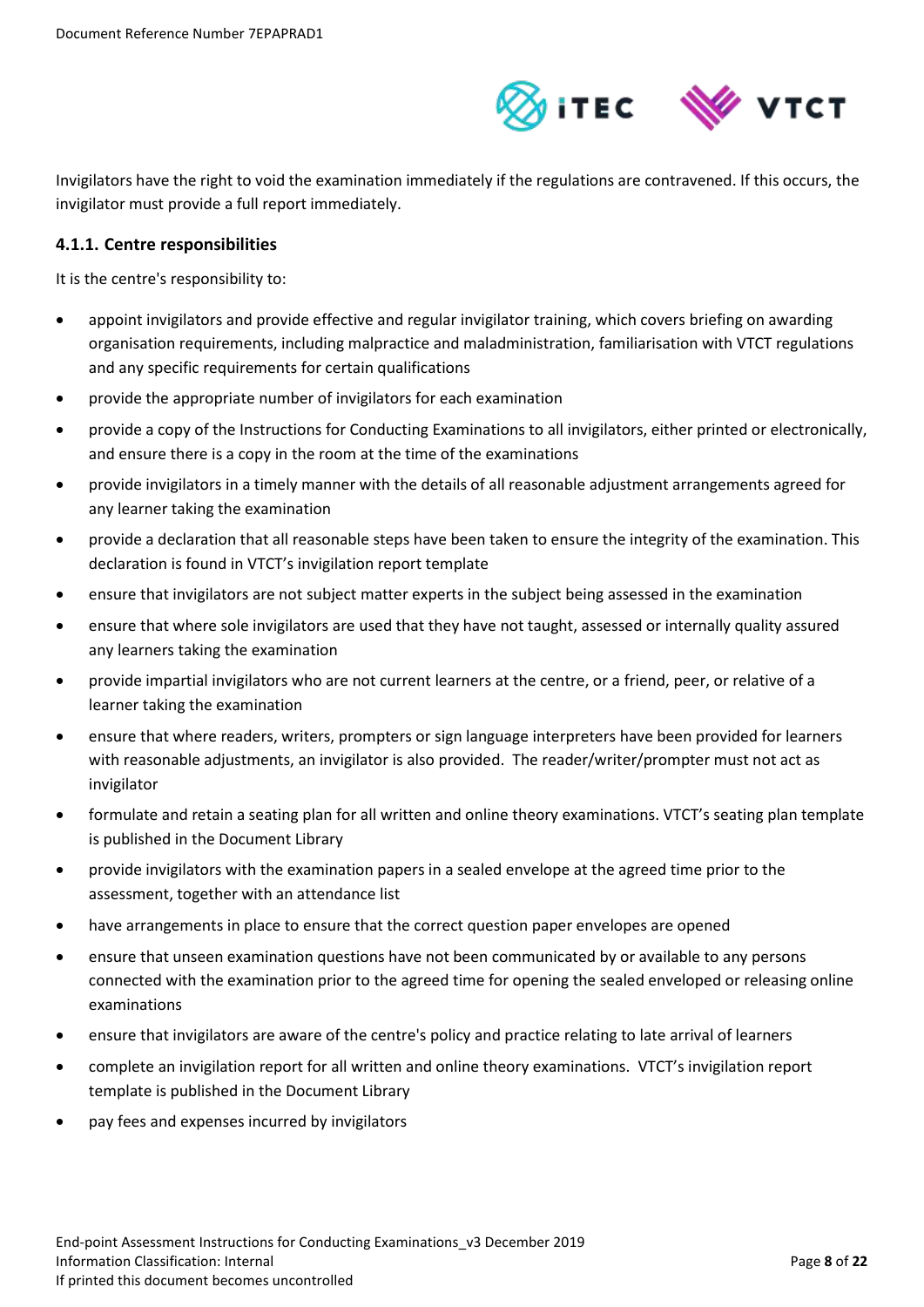Invigilators have the right to void the examination immediately if the regulations are contravened. If this occurs, the invigilator must provide a full report immediately.

### 4.1.1. Centre responsibilities

It is the centre's responsibility to:

- appoint invigilators and provide effective and regular invigilator training, which covers briefing on awarding organisation requirements, including malpractice and maladministration, familiarisation with VTCT regulations and any specific requirements for certain qualifications
- provide the appropriate number of invigilators for each examination
- provide a copy of the Instructions for Conducting Examinations to all invigilators, either printed or electronically, and ensure there is a copy in the room at the time of the examinations
- provide invigilators in a timely manner with the details of all reasonable adjustment arrangements agreed for any learner taking the examination
- provide a declaration that all reasonable steps have been taken to ensure the integrity of the examination. This declaration is found in VTCT's invigilation report template
- ensure that invigilators are not subject matter experts in the subject being assessed in the examination
- ensure that where sole invigilators are used that they have not taught, assessed or internally quality assured any learners taking the examination
- provide impartial invigilators who are not current learners at the centre, or a friend, peer, or relative of a learner taking the examination
- ensure that where readers, writers, prompters or sign language interpreters have been provided for learners with reasonable adjustments, an invigilator is also provided. The reader/writer/prompter must not act as invigilator
- formulate and retain a seating plan for all written and online theory examinations. VTCT's seating plan template is published in the Document Library
- provide invigilators with the examination papers in a sealed envelope at the agreed time prior to the assessment, together with an attendance list
- have arrangements in place to ensure that the correct question paper envelopes are opened
- ensure that unseen examination questions have not been communicated by or available to any persons connected with the examination prior to the agreed time for opening the sealed enveloped or releasing online examinations
- ensure that invigilators are aware of the centre's policy and practice relating to late arrival of learners
- complete an invigilation report for all written and online theory examinations. VTCT's invigilation report template is published in the Document Library
- pay fees and expenses incurred by invigilators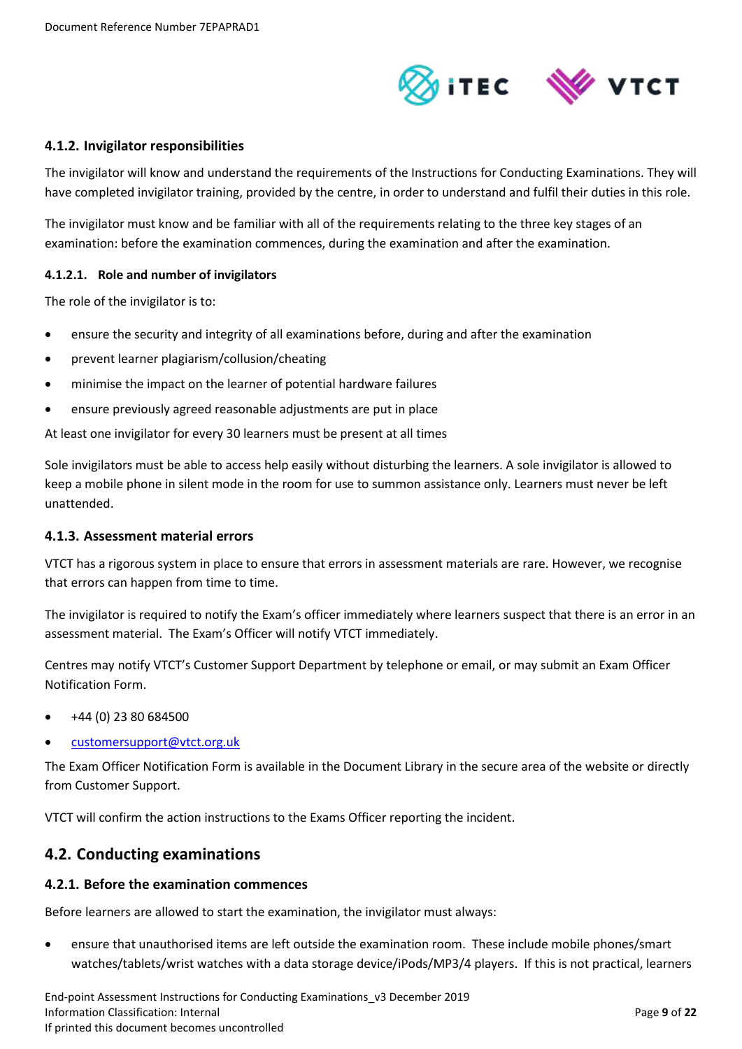#### 4.1.2. Invigilator responsibilities

The invigilator will know and understand the requirements of the Instructions for Conducting Examinations. They will have completed invigilator training, provided by the centre, in order to understand and fulfil their duties in this role.

The invigilator must know and be familiar with all of the requirements relating to the three key stages of an examination: before the examination commences, during the examination and after the examination.

##### 4.1.2.1. Role and number of invigilators

The role of the invigilator is to:

- ensure the security and integrity of all examinations before, during and after the examination
- prevent learner plagiarism/collusion/cheating
- minimise the impact on the learner of potential hardware failures
- ensure previously agreed reasonable adjustments are put in place

At least one invigilator for every 30 learners must be present at all times

Sole invigilators must be able to access help easily without disturbing the learners. A sole invigilator is allowed to keep a mobile phone in silent mode in the room for use to summon assistance only. Learners must never be left unattended.

#### 4.1.3. Assessment material errors

VTCT has a rigorous system in place to ensure that errors in assessment materials are rare. However, we recognise that errors can happen from time to time.

The invigilator is required to notify the Exam's officer immediately where learners suspect that there is an error in an assessment material. The Exam's Officer will notify VTCT immediately.

Centres may notify VTCT's Customer Support Department by telephone or email, or may submit an Exam Officer Notification Form.

- +44 (0) 23 80 684500
- customersupport@vtct.org.uk

The Exam Officer Notification Form is available in the Document Library in the secure area of the website or directly from Customer Support.

VTCT will confirm the action instructions to the Exams Officer reporting the incident.

### 4.2. Conducting examinations

#### 4.2.1. Before the examination commences

Before learners are allowed to start the examination, the invigilator must always:

- ensure that unauthorised items are left outside the examination room. These include mobile phones/smart watches/tablets/wrist watches with a data storage device/iPods/MP3/4 players. If this is not practical, learners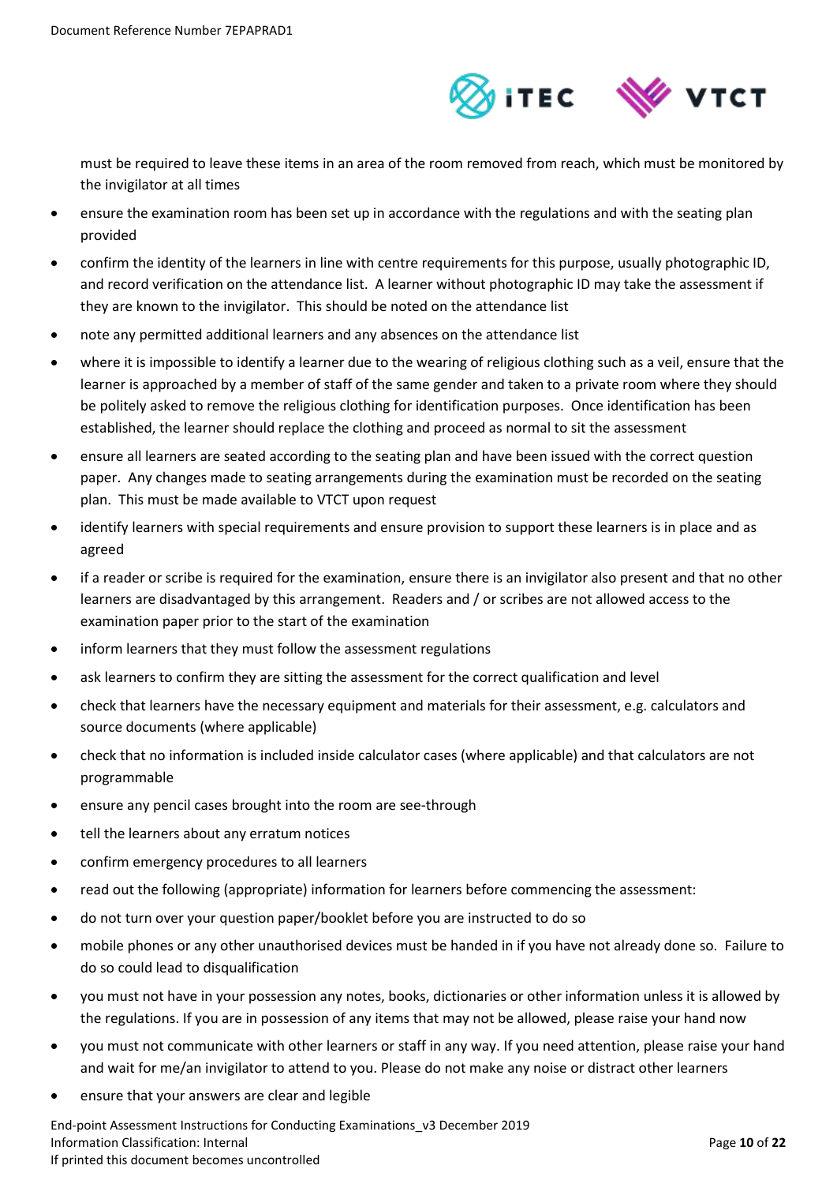must be required to leave these items in an area of the room removed from reach, which must be monitored by the invigilator at all times

- ensure the examination room has been set up in accordance with the regulations and with the seating plan provided
- confirm the identity of the learners in line with centre requirements for this purpose, usually photographic ID, and record verification on the attendance list. A learner without photographic ID may take the assessment if they are known to the invigilator. This should be noted on the attendance list
- note any permitted additional learners and any absences on the attendance list
- where it is impossible to identify a learner due to the wearing of religious clothing such as a veil, ensure that the learner is approached by a member of staff of the same gender and taken to a private room where they should be politely asked to remove the religious clothing for identification purposes. Once identification has been established, the learner should replace the clothing and proceed as normal to sit the assessment
- ensure all learners are seated according to the seating plan and have been issued with the correct question paper. Any changes made to seating arrangements during the examination must be recorded on the seating plan. This must be made available to VTCT upon request
- identify learners with special requirements and ensure provision to support these learners is in place and as agreed
- if a reader or scribe is required for the examination, ensure there is an invigilator also present and that no other learners are disadvantaged by this arrangement. Readers and / or scribes are not allowed access to the examination paper prior to the start of the examination
- inform learners that they must follow the assessment regulations
- ask learners to confirm they are sitting the assessment for the correct qualification and level
- check that learners have the necessary equipment and materials for their assessment, e.g. calculators and source documents (where applicable)
- check that no information is included inside calculator cases (where applicable) and that calculators are not programmable
- ensure any pencil cases brought into the room are see-through
- tell the learners about any erratum notices
- confirm emergency procedures to all learners
- read out the following (appropriate) information for learners before commencing the assessment:
- do not turn over your question paper/booklet before you are instructed to do so
- mobile phones or any other unauthorised devices must be handed in if you have not already done so. Failure to do so could lead to disqualification
- you must not have in your possession any notes, books, dictionaries or other information unless it is allowed by the regulations. If you are in possession of any items that may not be allowed, please raise your hand now
- you must not communicate with other learners or staff in any way. If you need attention, please raise your hand and wait for me/an invigilator to attend to you. Please do not make any noise or distract other learners
- ensure that your answers are clear and legible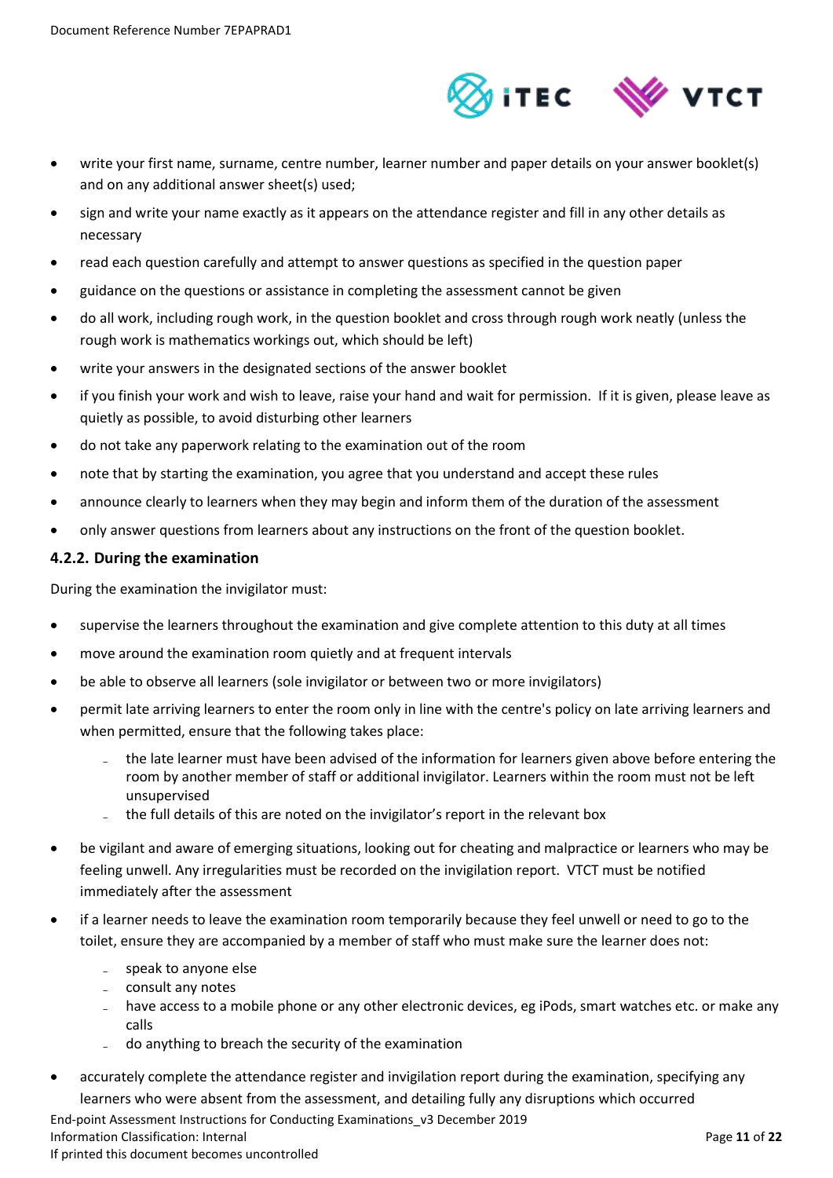- write your first name, surname, centre number, learner number and paper details on your answer booklet(s) and on any additional answer sheet(s) used;
- sign and write your name exactly as it appears on the attendance register and fill in any other details as necessary
- read each question carefully and attempt to answer questions as specified in the question paper
- guidance on the questions or assistance in completing the assessment cannot be given
- do all work, including rough work, in the question booklet and cross through rough work neatly (unless the rough work is mathematics workings out, which should be left)
- write your answers in the designated sections of the answer booklet
- if you finish your work and wish to leave, raise your hand and wait for permission. If it is given, please leave as quietly as possible, to avoid disturbing other learners
- do not take any paperwork relating to the examination out of the room
- note that by starting the examination, you agree that you understand and accept these rules
- announce clearly to learners when they may begin and inform them of the duration of the assessment
- only answer questions from learners about any instructions on the front of the question booklet.

### 4.2.2. During the examination

During the examination the invigilator must:

- supervise the learners throughout the examination and give complete attention to this duty at all times
- move around the examination room quietly and at frequent intervals
- be able to observe all learners (sole invigilator or between two or more invigilators)
- permit late arriving learners to enter the room only in line with the centre's policy on late arriving learners and when permitted, ensure that the following takes place:
  - the late learner must have been advised of the information for learners given above before entering the room by another member of staff or additional invigilator. Learners within the room must not be left unsupervised
  - the full details of this are noted on the invigilator's report in the relevant box
- be vigilant and aware of emerging situations, looking out for cheating and malpractice or learners who may be feeling unwell. Any irregularities must be recorded on the invigilation report. VTCT must be notified immediately after the assessment
- if a learner needs to leave the examination room temporarily because they feel unwell or need to go to the toilet, ensure they are accompanied by a member of staff who must make sure the learner does not:
  - speak to anyone else
  - consult any notes
  - have access to a mobile phone or any other electronic devices, eg iPods, smart watches etc. or make any calls
  - do anything to breach the security of the examination
- accurately complete the attendance register and invigilation report during the examination, specifying any learners who were absent from the assessment, and detailing fully any disruptions which occurred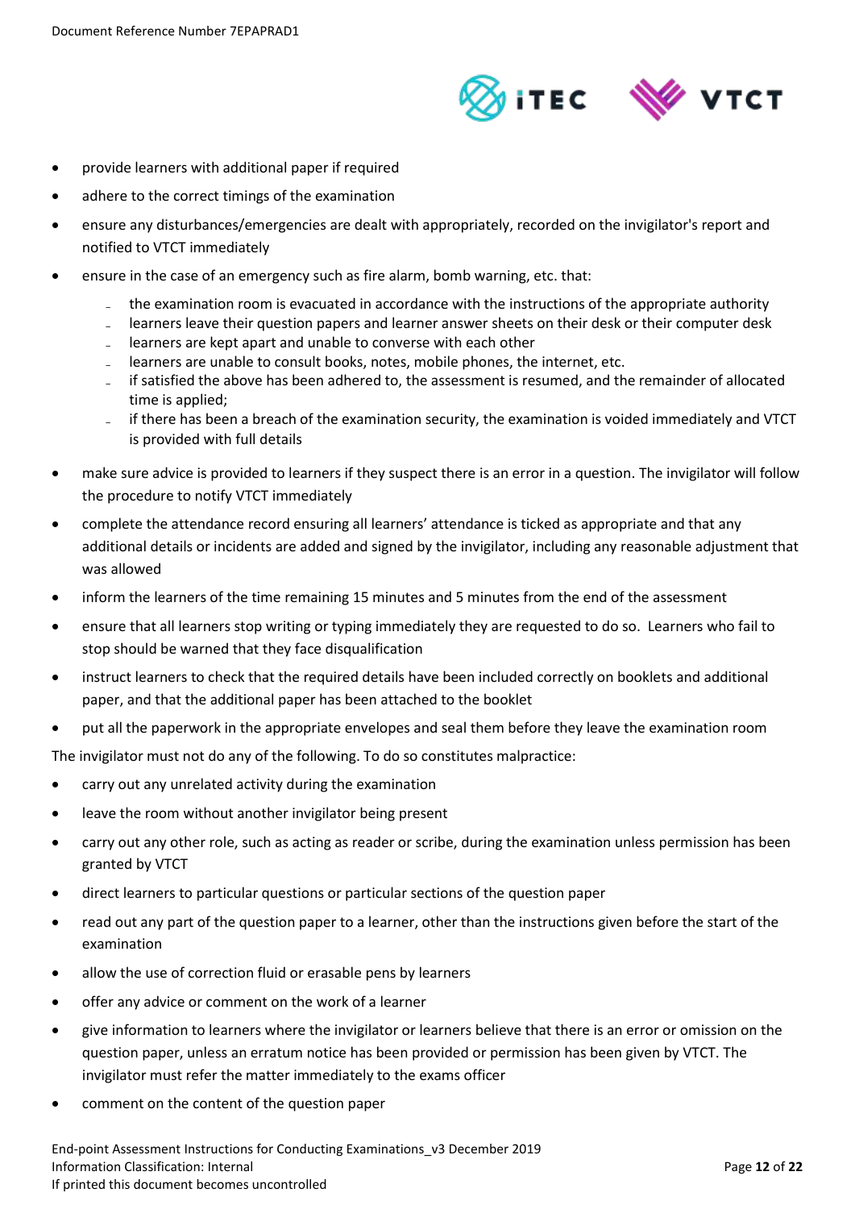- provide learners with additional paper if required
- adhere to the correct timings of the examination
- ensure any disturbances/emergencies are dealt with appropriately, recorded on the invigilator's report and notified to VTCT immediately
- ensure in the case of an emergency such as fire alarm, bomb warning, etc. that:
  - the examination room is evacuated in accordance with the instructions of the appropriate authority
  - learners leave their question papers and learner answer sheets on their desk or their computer desk
  - learners are kept apart and unable to converse with each other
  - learners are unable to consult books, notes, mobile phones, the internet, etc.
  - if satisfied the above has been adhered to, the assessment is resumed, and the remainder of allocated time is applied;
  - if there has been a breach of the examination security, the examination is voided immediately and VTCT is provided with full details
- make sure advice is provided to learners if they suspect there is an error in a question. The invigilator will follow the procedure to notify VTCT immediately
- complete the attendance record ensuring all learners' attendance is ticked as appropriate and that any additional details or incidents are added and signed by the invigilator, including any reasonable adjustment that was allowed
- inform the learners of the time remaining 15 minutes and 5 minutes from the end of the assessment
- ensure that all learners stop writing or typing immediately they are requested to do so. Learners who fail to stop should be warned that they face disqualification
- instruct learners to check that the required details have been included correctly on booklets and additional paper, and that the additional paper has been attached to the booklet
- put all the paperwork in the appropriate envelopes and seal them before they leave the examination room

The invigilator must not do any of the following. To do so constitutes malpractice:

- carry out any unrelated activity during the examination
- leave the room without another invigilator being present
- carry out any other role, such as acting as reader or scribe, during the examination unless permission has been granted by VTCT
- direct learners to particular questions or particular sections of the question paper
- read out any part of the question paper to a learner, other than the instructions given before the start of the examination
- allow the use of correction fluid or erasable pens by learners
- offer any advice or comment on the work of a learner
- give information to learners where the invigilator or learners believe that there is an error or omission on the question paper, unless an erratum notice has been provided or permission has been given by VTCT. The invigilator must refer the matter immediately to the exams officer
- comment on the content of the question paper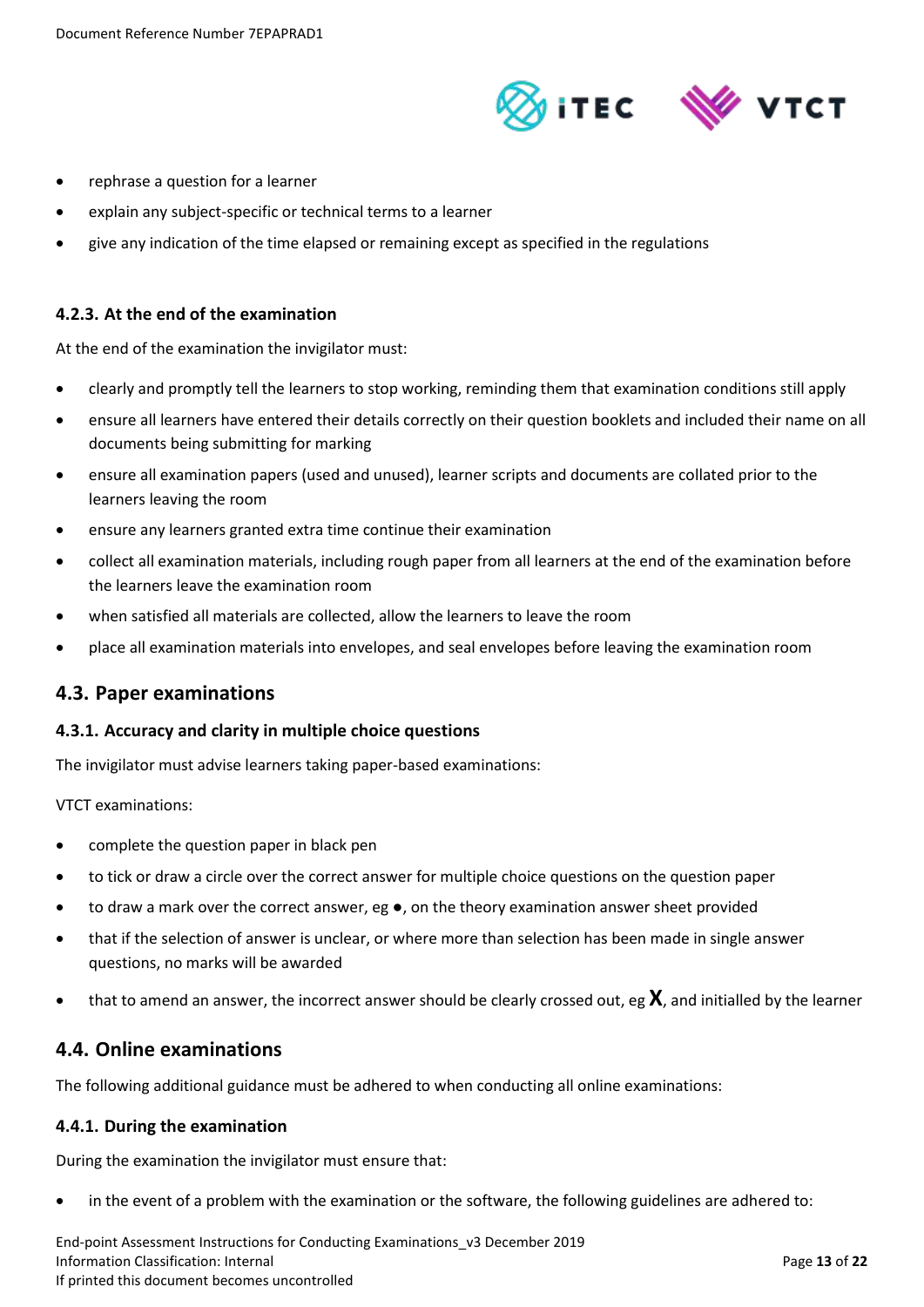- rephrase a question for a learner
- explain any subject-specific or technical terms to a learner
- give any indication of the time elapsed or remaining except as specified in the regulations

#### 4.2.3. At the end of the examination

At the end of the examination the invigilator must:

- clearly and promptly tell the learners to stop working, reminding them that examination conditions still apply
- ensure all learners have entered their details correctly on their question booklets and included their name on all documents being submitting for marking
- ensure all examination papers (used and unused), learner scripts and documents are collated prior to the learners leaving the room
- ensure any learners granted extra time continue their examination
- collect all examination materials, including rough paper from all learners at the end of the examination before the learners leave the examination room
- when satisfied all materials are collected, allow the learners to leave the room
- place all examination materials into envelopes, and seal envelopes before leaving the examination room

### 4.3. Paper examinations

#### 4.3.1. Accuracy and clarity in multiple choice questions

The invigilator must advise learners taking paper-based examinations:

VTCT examinations:

- complete the question paper in black pen
- to tick or draw a circle over the correct answer for multiple choice questions on the question paper
- to draw a mark over the correct answer, eg ●, on the theory examination answer sheet provided
- that if the selection of answer is unclear, or where more than selection has been made in single answer questions, no marks will be awarded
- that to amend an answer, the incorrect answer should be clearly crossed out, eg **X**, and initialled by the learner

### 4.4. Online examinations

The following additional guidance must be adhered to when conducting all online examinations:

#### 4.4.1. During the examination

During the examination the invigilator must ensure that:

- in the event of a problem with the examination or the software, the following guidelines are adhered to: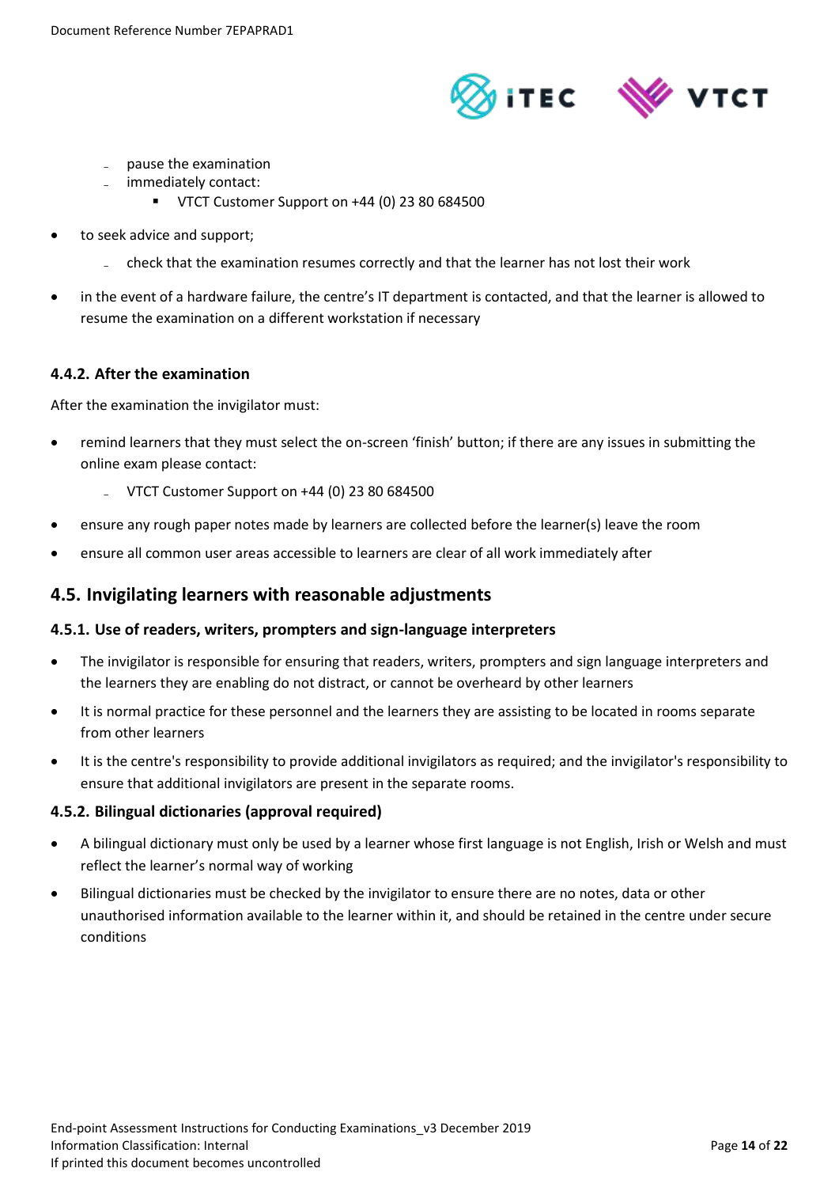- pause the examination
  - immediately contact:
    - VTCT Customer Support on +44 (0) 23 80 684500

- to seek advice and support;
  - check that the examination resumes correctly and that the learner has not lost their work

- in the event of a hardware failure, the centre's IT department is contacted, and that the learner is allowed to resume the examination on a different workstation if necessary

#### 4.4.2. After the examination

After the examination the invigilator must:

- remind learners that they must select the on-screen 'finish' button; if there are any issues in submitting the online exam please contact:
  - VTCT Customer Support on +44 (0) 23 80 684500
- ensure any rough paper notes made by learners are collected before the learner(s) leave the room
- ensure all common user areas accessible to learners are clear of all work immediately after

### 4.5. Invigilating learners with reasonable adjustments

#### 4.5.1. Use of readers, writers, prompters and sign-language interpreters

- The invigilator is responsible for ensuring that readers, writers, prompters and sign language interpreters and the learners they are enabling do not distract, or cannot be overheard by other learners
- It is normal practice for these personnel and the learners they are assisting to be located in rooms separate from other learners
- It is the centre's responsibility to provide additional invigilators as required; and the invigilator's responsibility to ensure that additional invigilators are present in the separate rooms.

#### 4.5.2. Bilingual dictionaries (approval required)

- A bilingual dictionary must only be used by a learner whose first language is not English, Irish or Welsh and must reflect the learner's normal way of working
- Bilingual dictionaries must be checked by the invigilator to ensure there are no notes, data or other unauthorised information available to the learner within it, and should be retained in the centre under secure conditions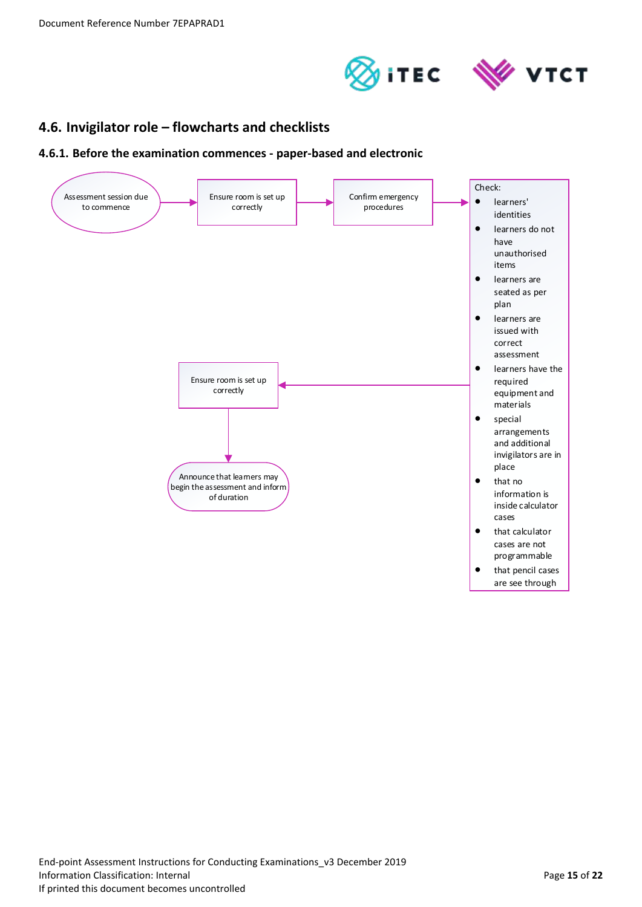## 4.6. Invigilator role – flowcharts and checklists

### 4.6.1. Before the examination commences - paper-based and electronic

Assessment session due to commence → Ensure room is set up correctly → Confirm emergency procedures → Check:

- learners' identities
- learners do not have unauthorised items
- learners are seated as per plan
- learners are issued with correct assessment
- learners have the required equipment and materials
- special arrangements and additional invigilators are in place
- that no information is inside calculator cases
- that calculator cases are not programmable
- that pencil cases are see through

→ Ensure room is set up correctly → Announce that learners may begin the assessment and inform of duration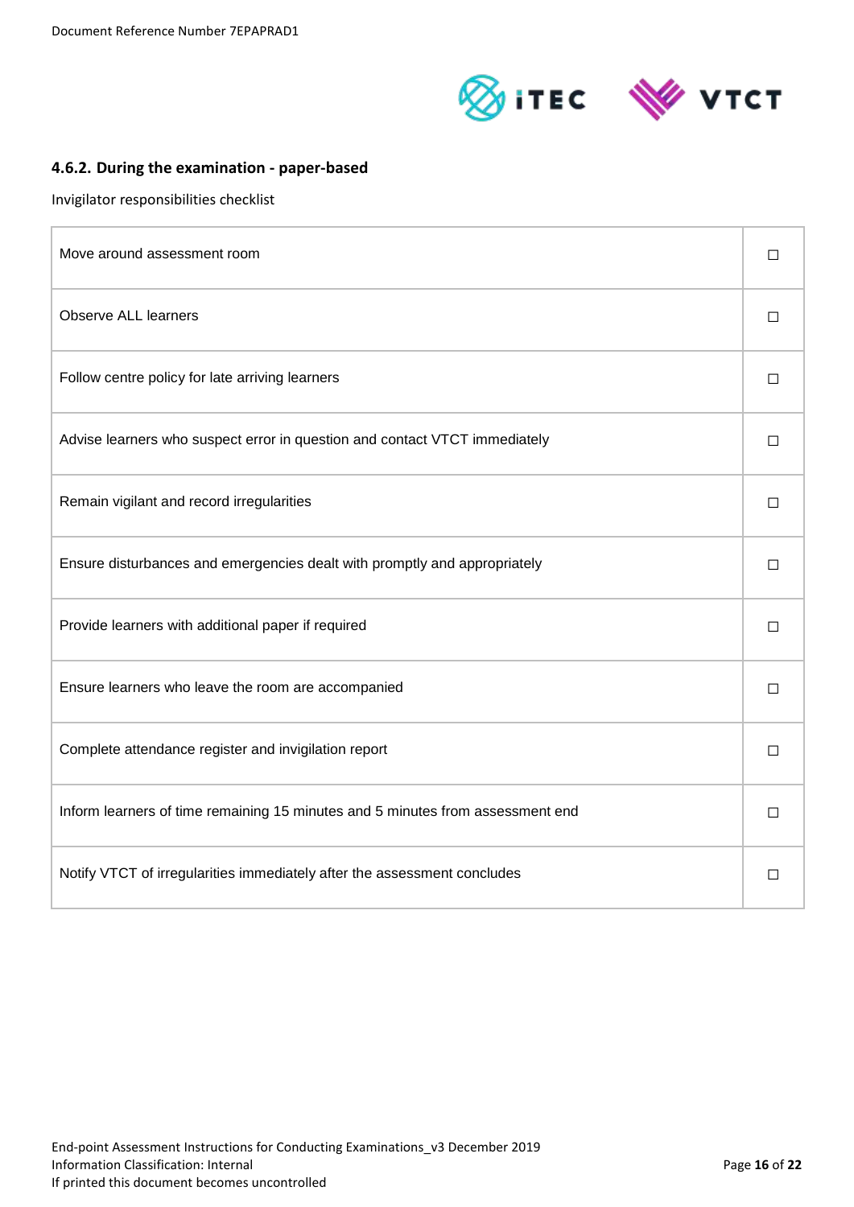### 4.6.2. During the examination - paper-based

Invigilator responsibilities checklist

| | |
|---|---|
| Move around assessment room | ☐ |
| Observe ALL learners | ☐ |
| Follow centre policy for late arriving learners | ☐ |
| Advise learners who suspect error in question and contact VTCT immediately | ☐ |
| Remain vigilant and record irregularities | ☐ |
| Ensure disturbances and emergencies dealt with promptly and appropriately | ☐ |
| Provide learners with additional paper if required | ☐ |
| Ensure learners who leave the room are accompanied | ☐ |
| Complete attendance register and invigilation report | ☐ |
| Inform learners of time remaining 15 minutes and 5 minutes from assessment end | ☐ |
| Notify VTCT of irregularities immediately after the assessment concludes | ☐ |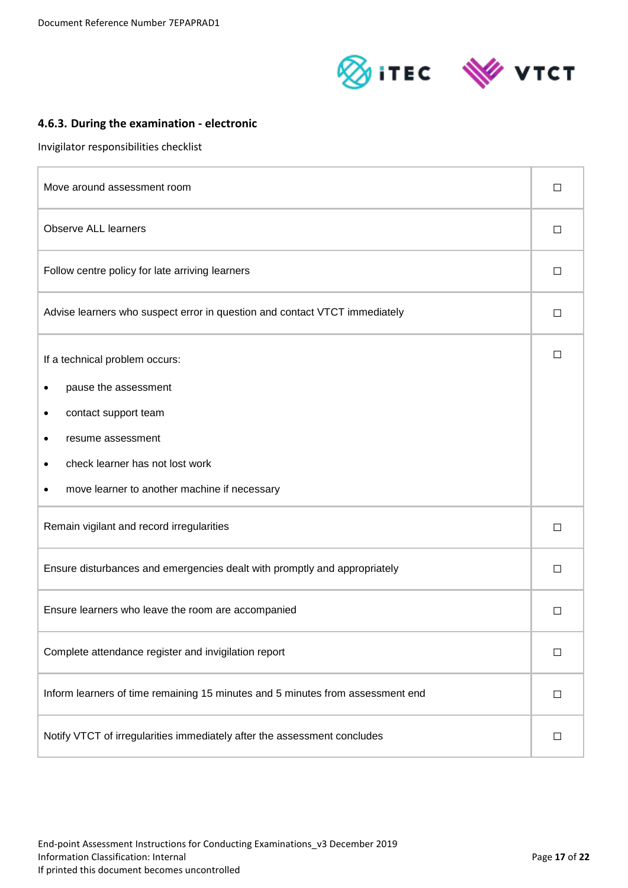### 4.6.3. During the examination - electronic

Invigilator responsibilities checklist

| | |
|---|---|
| Move around assessment room | ☐ |
| Observe ALL learners | ☐ |
| Follow centre policy for late arriving learners | ☐ |
| Advise learners who suspect error in question and contact VTCT immediately | ☐ |
| If a technical problem occurs:<br>• pause the assessment<br>• contact support team<br>• resume assessment<br>• check learner has not lost work<br>• move learner to another machine if necessary | ☐ |
| Remain vigilant and record irregularities | ☐ |
| Ensure disturbances and emergencies dealt with promptly and appropriately | ☐ |
| Ensure learners who leave the room are accompanied | ☐ |
| Complete attendance register and invigilation report | ☐ |
| Inform learners of time remaining 15 minutes and 5 minutes from assessment end | ☐ |
| Notify VTCT of irregularities immediately after the assessment concludes | ☐ |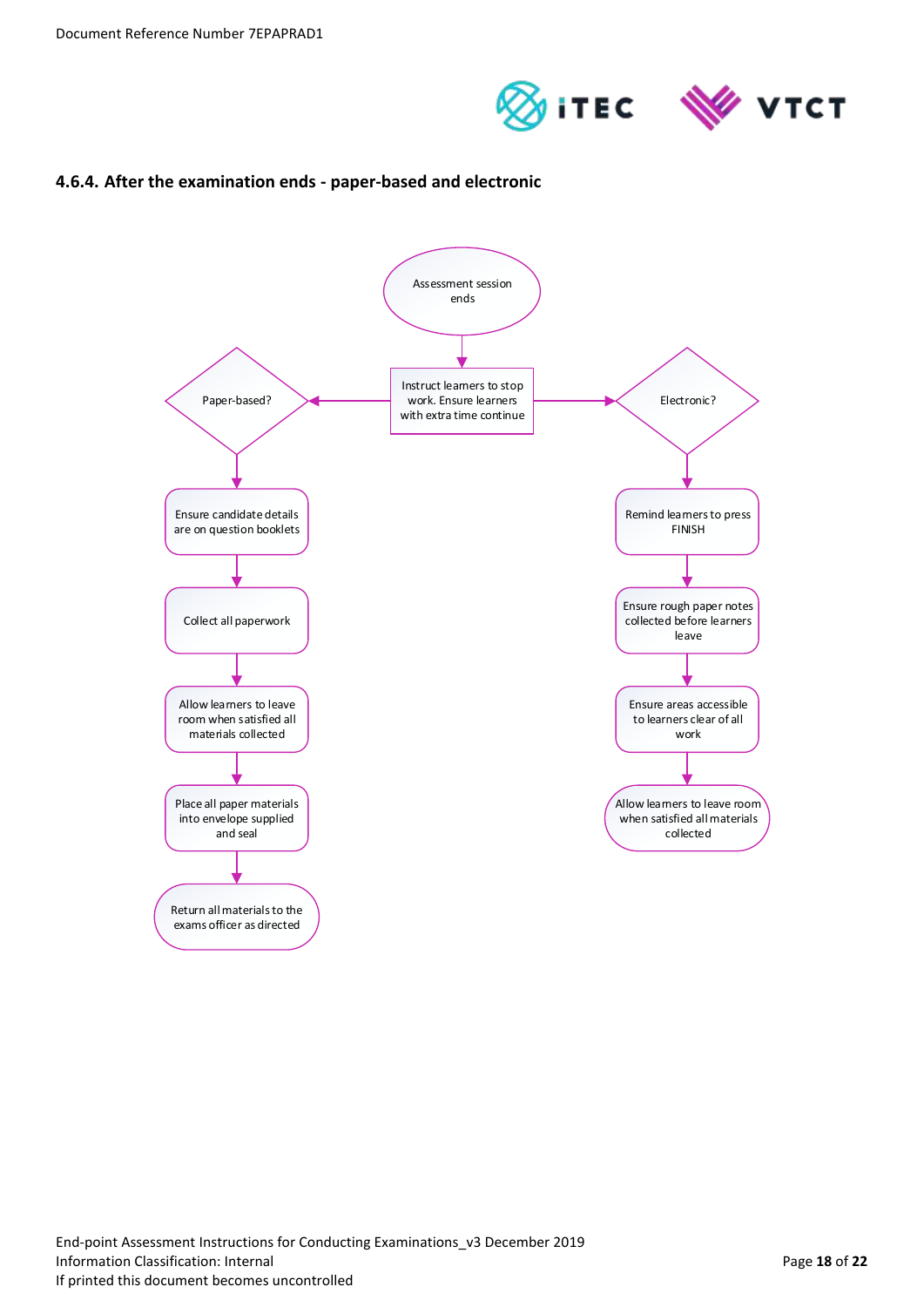### 4.6.4. After the examination ends - paper-based and electronic

Assessment session ends

Instruct learners to stop work. Ensure learners with extra time continue

Paper-based?

Ensure candidate details are on question booklets

Collect all paperwork

Allow learners to leave room when satisfied all materials collected

Place all paper materials into envelope supplied and seal

Return all materials to the exams officer as directed

Electronic?

Remind learners to press FINISH

Ensure rough paper notes collected before learners leave

Ensure areas accessible to learners clear of all work

Allow learners to leave room when satisfied all materials collected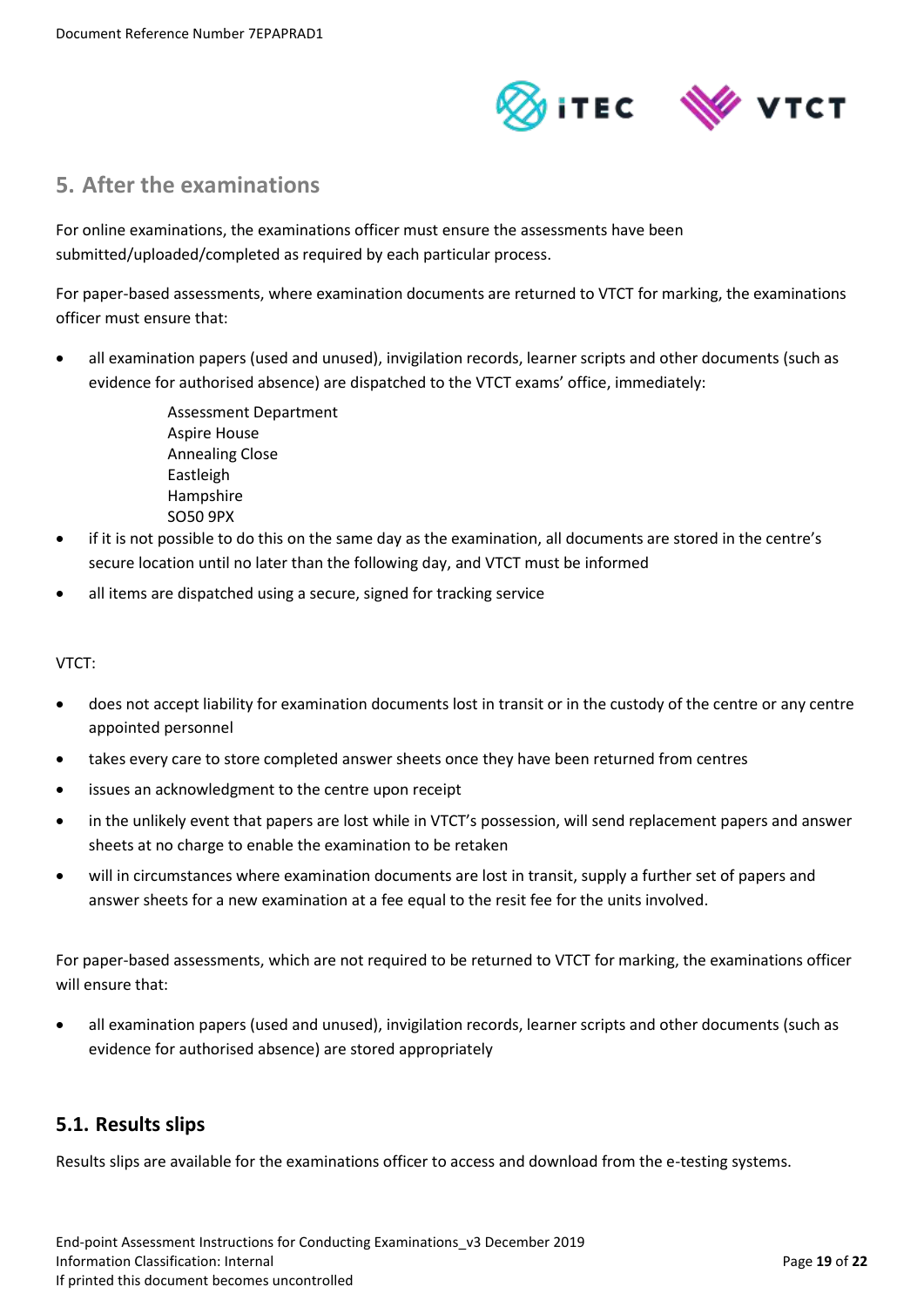## 5. After the examinations

For online examinations, the examinations officer must ensure the assessments have been submitted/uploaded/completed as required by each particular process.

For paper-based assessments, where examination documents are returned to VTCT for marking, the examinations officer must ensure that:

- all examination papers (used and unused), invigilation records, learner scripts and other documents (such as evidence for authorised absence) are dispatched to the VTCT exams' office, immediately:

  Assessment Department  
  Aspire House  
  Annealing Close  
  Eastleigh  
  Hampshire  
  SO50 9PX

- if it is not possible to do this on the same day as the examination, all documents are stored in the centre's secure location until no later than the following day, and VTCT must be informed
- all items are dispatched using a secure, signed for tracking service

VTCT:

- does not accept liability for examination documents lost in transit or in the custody of the centre or any centre appointed personnel
- takes every care to store completed answer sheets once they have been returned from centres
- issues an acknowledgment to the centre upon receipt
- in the unlikely event that papers are lost while in VTCT's possession, will send replacement papers and answer sheets at no charge to enable the examination to be retaken
- will in circumstances where examination documents are lost in transit, supply a further set of papers and answer sheets for a new examination at a fee equal to the resit fee for the units involved.

For paper-based assessments, which are not required to be returned to VTCT for marking, the examinations officer will ensure that:

- all examination papers (used and unused), invigilation records, learner scripts and other documents (such as evidence for authorised absence) are stored appropriately

### 5.1. Results slips

Results slips are available for the examinations officer to access and download from the e-testing systems.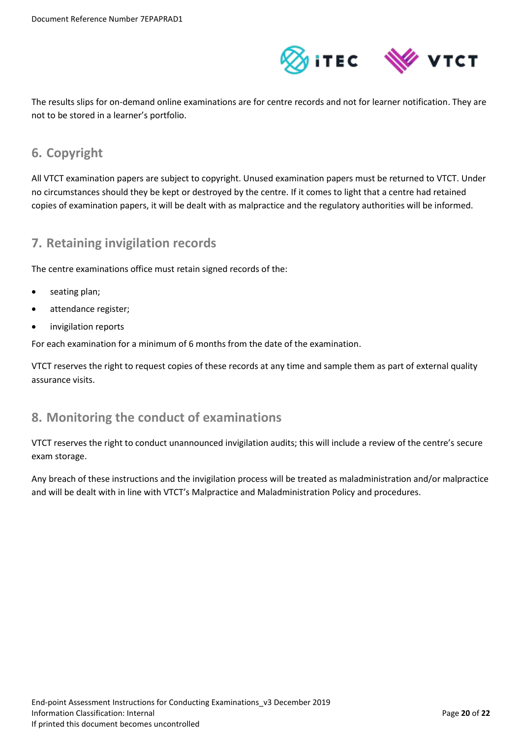The results slips for on-demand online examinations are for centre records and not for learner notification. They are not to be stored in a learner's portfolio.

## 6. Copyright

All VTCT examination papers are subject to copyright. Unused examination papers must be returned to VTCT. Under no circumstances should they be kept or destroyed by the centre. If it comes to light that a centre had retained copies of examination papers, it will be dealt with as malpractice and the regulatory authorities will be informed.

## 7. Retaining invigilation records

The centre examinations office must retain signed records of the:

- seating plan;
- attendance register;
- invigilation reports

For each examination for a minimum of 6 months from the date of the examination.

VTCT reserves the right to request copies of these records at any time and sample them as part of external quality assurance visits.

## 8. Monitoring the conduct of examinations

VTCT reserves the right to conduct unannounced invigilation audits; this will include a review of the centre's secure exam storage.

Any breach of these instructions and the invigilation process will be treated as maladministration and/or malpractice and will be dealt with in line with VTCT's Malpractice and Maladministration Policy and procedures.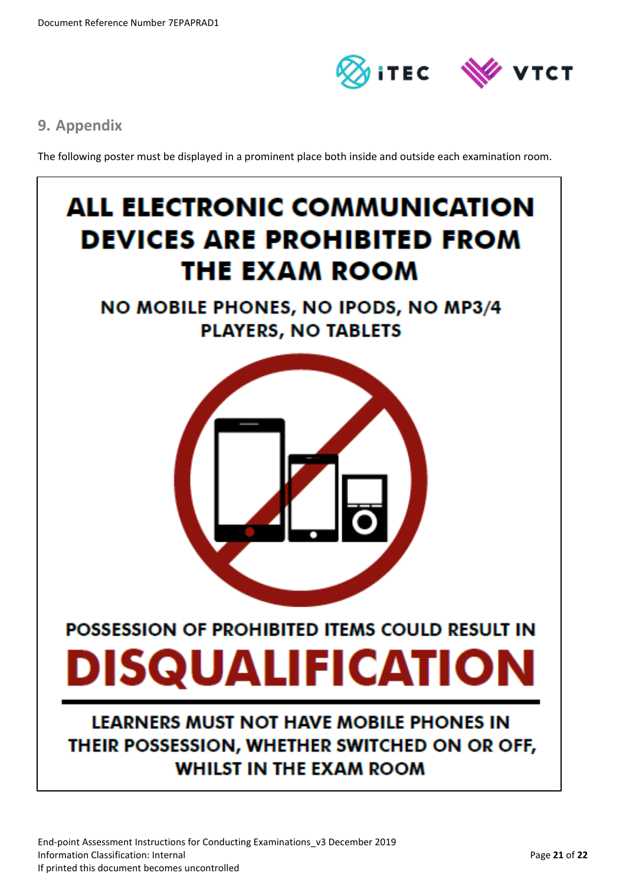## 9. Appendix

The following poster must be displayed in a prominent place both inside and outside each examination room.

**ALL ELECTRONIC COMMUNICATION DEVICES ARE PROHIBITED FROM THE EXAM ROOM**

**NO MOBILE PHONES, NO IPODS, NO MP3/4 PLAYERS, NO TABLETS**

**POSSESSION OF PROHIBITED ITEMS COULD RESULT IN**

**DISQUALIFICATION**

**LEARNERS MUST NOT HAVE MOBILE PHONES IN THEIR POSSESSION, WHETHER SWITCHED ON OR OFF, WHILST IN THE EXAM ROOM**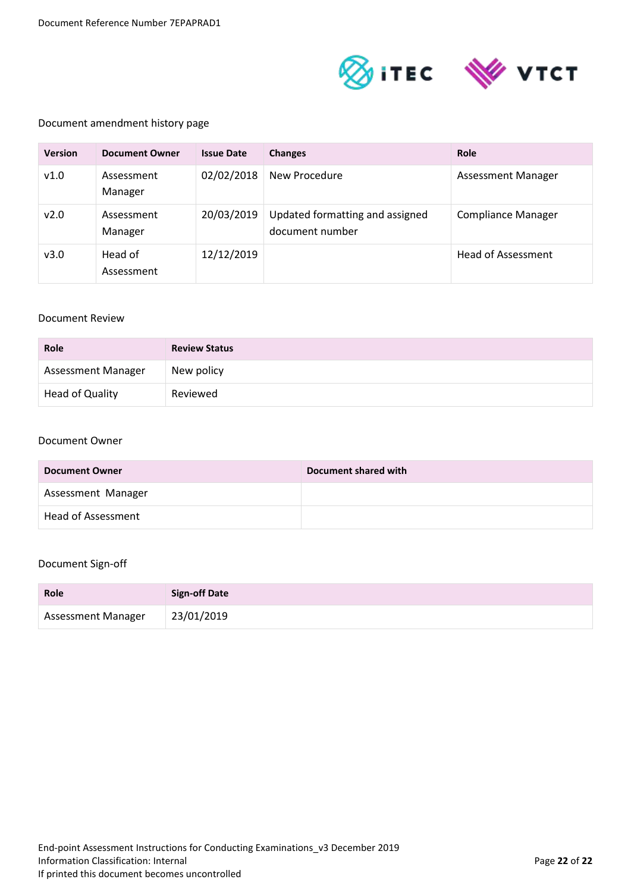Document amendment history page

| Version | Document Owner | Issue Date | Changes | Role |
|---|---|---|---|---|
| v1.0 | Assessment Manager | 02/02/2018 | New Procedure | Assessment Manager |
| v2.0 | Assessment Manager | 20/03/2019 | Updated formatting and assigned document number | Compliance Manager |
| v3.0 | Head of Assessment | 12/12/2019 | | Head of Assessment |

Document Review

| Role | Review Status |
|---|---|
| Assessment Manager | New policy |
| Head of Quality | Reviewed |

Document Owner

| Document Owner | Document shared with |
|---|---|
| Assessment Manager | |
| Head of Assessment | |

Document Sign-off

| Role | Sign-off Date |
|---|---|
| Assessment Manager | 23/01/2019 |